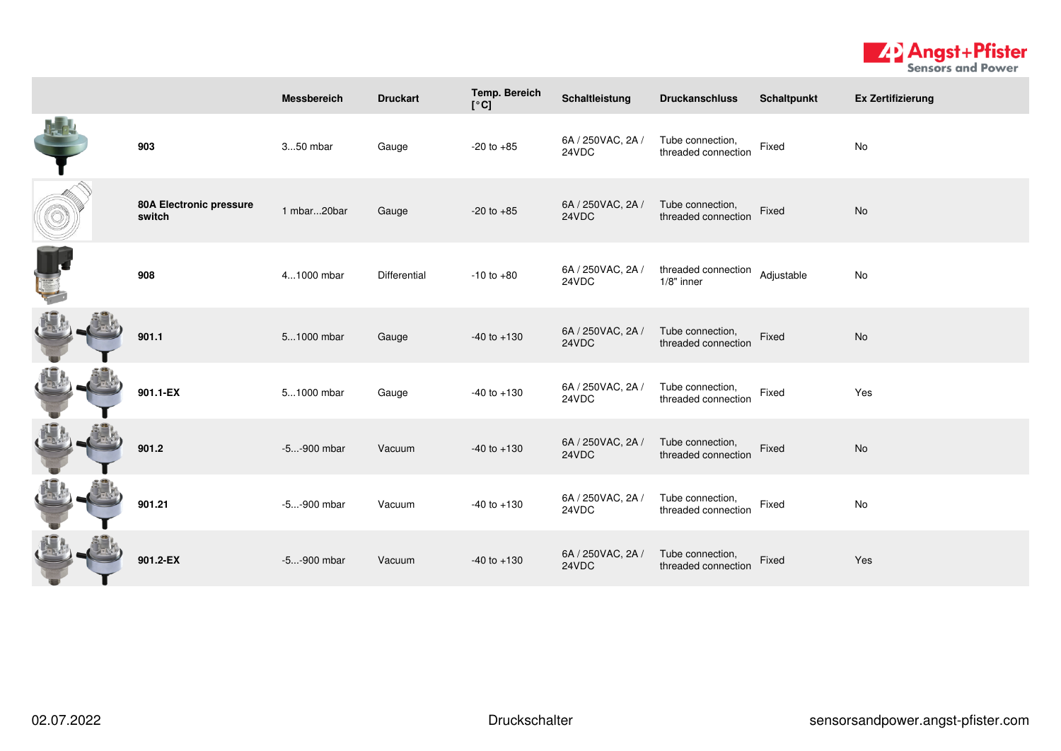| | | Messbereich | Druckart | Temp. Bereich [°C] | Schaltleistung | Druckanschluss | Schaltpunkt | Ex Zertifizierung |
|---|---|---|---|---|---|---|---|---|
| | **903** | 3...50 mbar | Gauge | -20 to +85 | 6A / 250VAC, 2A / 24VDC | Tube connection, threaded connection | Fixed | No |
| | **80A Electronic pressure switch** | 1 mbar...20bar | Gauge | -20 to +85 | 6A / 250VAC, 2A / 24VDC | Tube connection, threaded connection | Fixed | No |
| | **908** | 4...1000 mbar | Differential | -10 to +80 | 6A / 250VAC, 2A / 24VDC | threaded connection 1/8" inner | Adjustable | No |
| | **901.1** | 5...1000 mbar | Gauge | -40 to +130 | 6A / 250VAC, 2A / 24VDC | Tube connection, threaded connection | Fixed | No |
| | **901.1-EX** | 5...1000 mbar | Gauge | -40 to +130 | 6A / 250VAC, 2A / 24VDC | Tube connection, threaded connection | Fixed | Yes |
| | **901.2** | -5...-900 mbar | Vacuum | -40 to +130 | 6A / 250VAC, 2A / 24VDC | Tube connection, threaded connection | Fixed | No |
| | **901.21** | -5...-900 mbar | Vacuum | -40 to +130 | 6A / 250VAC, 2A / 24VDC | Tube connection, threaded connection | Fixed | No |
| | **901.2-EX** | -5...-900 mbar | Vacuum | -40 to +130 | 6A / 250VAC, 2A / 24VDC | Tube connection, threaded connection | Fixed | Yes |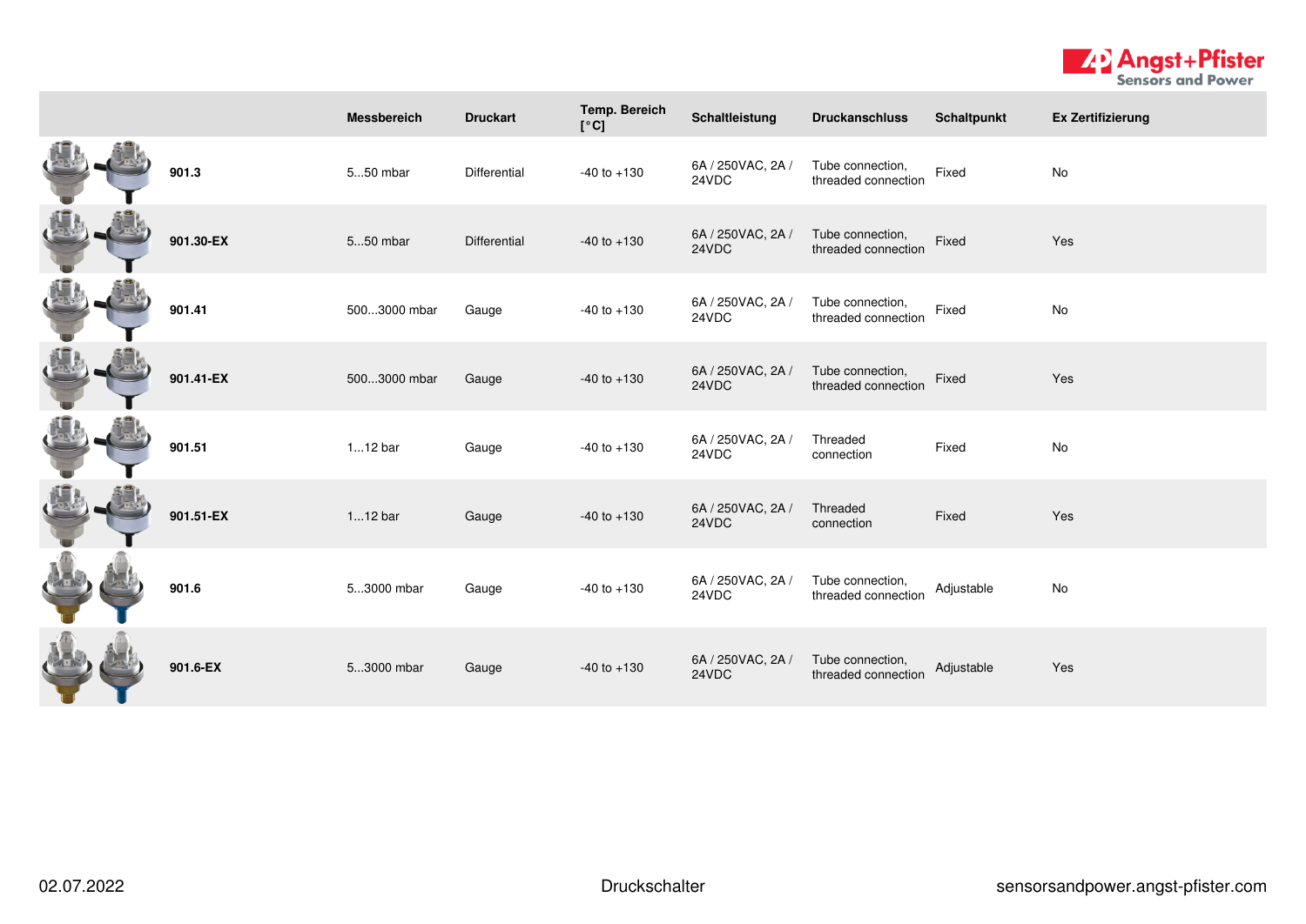| | Messbereich | Druckart | Temp. Bereich [°C] | Schaltleistung | Druckanschluss | Schaltpunkt | Ex Zertifizierung |
|---|---|---|---|---|---|---|---|
| **901.3** | 5...50 mbar | Differential | -40 to +130 | 6A / 250VAC, 2A / 24VDC | Tube connection, threaded connection | Fixed | No |
| **901.30-EX** | 5...50 mbar | Differential | -40 to +130 | 6A / 250VAC, 2A / 24VDC | Tube connection, threaded connection | Fixed | Yes |
| **901.41** | 500...3000 mbar | Gauge | -40 to +130 | 6A / 250VAC, 2A / 24VDC | Tube connection, threaded connection | Fixed | No |
| **901.41-EX** | 500...3000 mbar | Gauge | -40 to +130 | 6A / 250VAC, 2A / 24VDC | Tube connection, threaded connection | Fixed | Yes |
| **901.51** | 1...12 bar | Gauge | -40 to +130 | 6A / 250VAC, 2A / 24VDC | Threaded connection | Fixed | No |
| **901.51-EX** | 1...12 bar | Gauge | -40 to +130 | 6A / 250VAC, 2A / 24VDC | Threaded connection | Fixed | Yes |
| **901.6** | 5...3000 mbar | Gauge | -40 to +130 | 6A / 250VAC, 2A / 24VDC | Tube connection, threaded connection | Adjustable | No |
| **901.6-EX** | 5...3000 mbar | Gauge | -40 to +130 | 6A / 250VAC, 2A / 24VDC | Tube connection, threaded connection | Adjustable | Yes |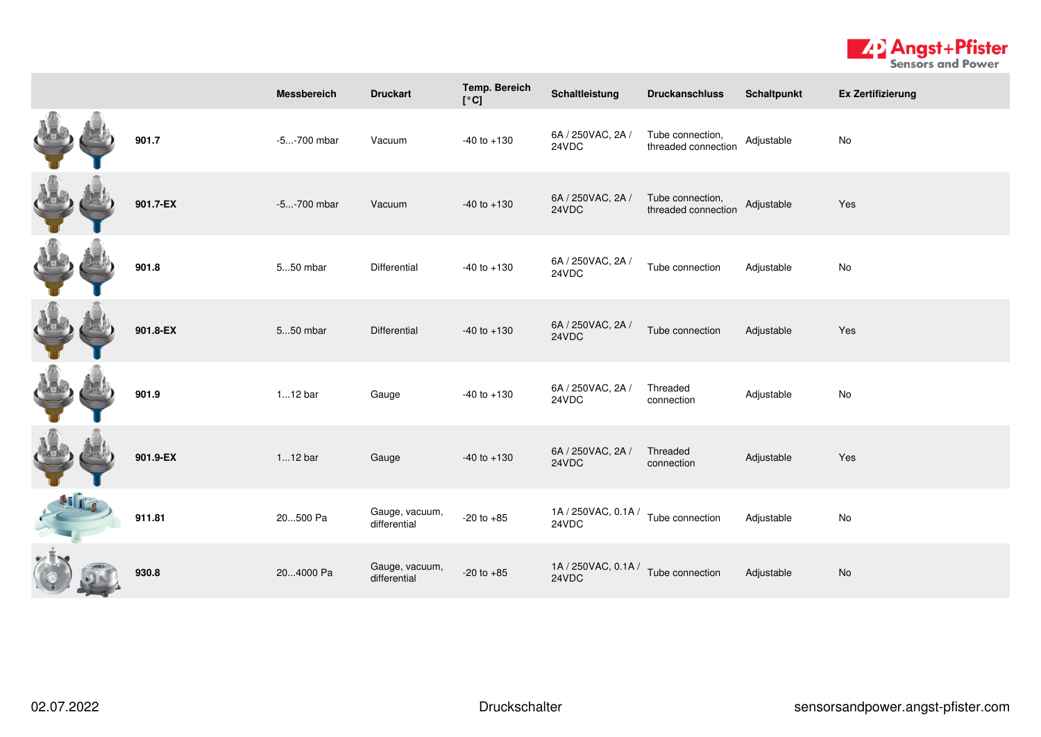| | Messbereich | Druckart | Temp. Bereich [°C] | Schaltleistung | Druckanschluss | Schaltpunkt | Ex Zertifizierung |
|---|---|---|---|---|---|---|---|
| **901.7** | -5...-700 mbar | Vacuum | -40 to +130 | 6A / 250VAC, 2A / 24VDC | Tube connection, threaded connection | Adjustable | No |
| **901.7-EX** | -5...-700 mbar | Vacuum | -40 to +130 | 6A / 250VAC, 2A / 24VDC | Tube connection, threaded connection | Adjustable | Yes |
| **901.8** | 5...50 mbar | Differential | -40 to +130 | 6A / 250VAC, 2A / 24VDC | Tube connection | Adjustable | No |
| **901.8-EX** | 5...50 mbar | Differential | -40 to +130 | 6A / 250VAC, 2A / 24VDC | Tube connection | Adjustable | Yes |
| **901.9** | 1...12 bar | Gauge | -40 to +130 | 6A / 250VAC, 2A / 24VDC | Threaded connection | Adjustable | No |
| **901.9-EX** | 1...12 bar | Gauge | -40 to +130 | 6A / 250VAC, 2A / 24VDC | Threaded connection | Adjustable | Yes |
| **911.81** | 20...500 Pa | Gauge, vacuum, differential | -20 to +85 | 1A / 250VAC, 0.1A / 24VDC | Tube connection | Adjustable | No |
| **930.8** | 20...4000 Pa | Gauge, vacuum, differential | -20 to +85 | 1A / 250VAC, 0.1A / 24VDC | Tube connection | Adjustable | No |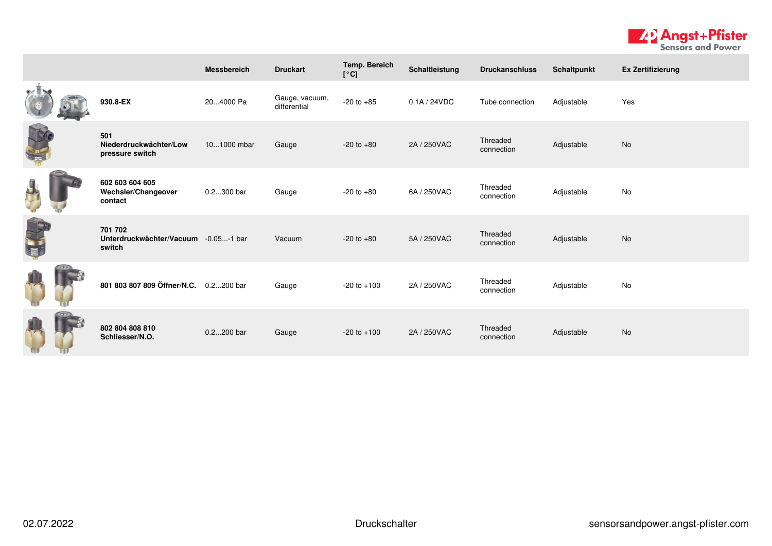| | Messbereich | Druckart | Temp. Bereich [°C] | Schaltleistung | Druckanschluss | Schaltpunkt | Ex Zertifizierung |
|---|---|---|---|---|---|---|---|
| **930.8-EX** | 20...4000 Pa | Gauge, vacuum, differential | -20 to +85 | 0.1A / 24VDC | Tube connection | Adjustable | Yes |
| **501 Niederdruckwächter/Low pressure switch** | 10...1000 mbar | Gauge | -20 to +80 | 2A / 250VAC | Threaded connection | Adjustable | No |
| **602 603 604 605 Wechsler/Changeover contact** | 0.2...300 bar | Gauge | -20 to +80 | 6A / 250VAC | Threaded connection | Adjustable | No |
| **701 702 Unterdruckwächter/Vacuum switch** | -0.05...-1 bar | Vacuum | -20 to +80 | 5A / 250VAC | Threaded connection | Adjustable | No |
| **801 803 807 809 Öffner/N.C.** | 0.2...200 bar | Gauge | -20 to +100 | 2A / 250VAC | Threaded connection | Adjustable | No |
| **802 804 808 810 Schliesser/N.O.** | 0.2...200 bar | Gauge | -20 to +100 | 2A / 250VAC | Threaded connection | Adjustable | No |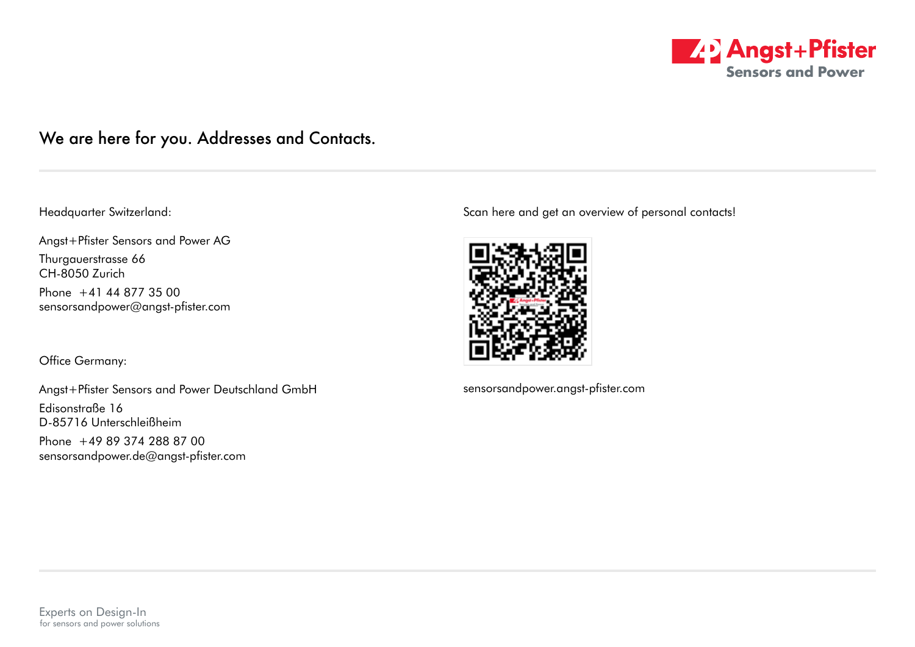# We are here for you. Addresses and Contacts.

Headquarter Switzerland:

Angst+Pfister Sensors and Power AG
Thurgauerstrasse 66
CH-8050 Zurich
Phone +41 44 877 35 00
sensorsandpower@angst-pfister.com

Office Germany:

Angst+Pfister Sensors and Power Deutschland GmbH
Edisonstraße 16
D-85716 Unterschleißheim
Phone +49 89 374 288 87 00
sensorsandpower.de@angst-pfister.com

Scan here and get an overview of personal contacts!

sensorsandpower.angst-pfister.com

Experts on Design-In
for sensors and power solutions